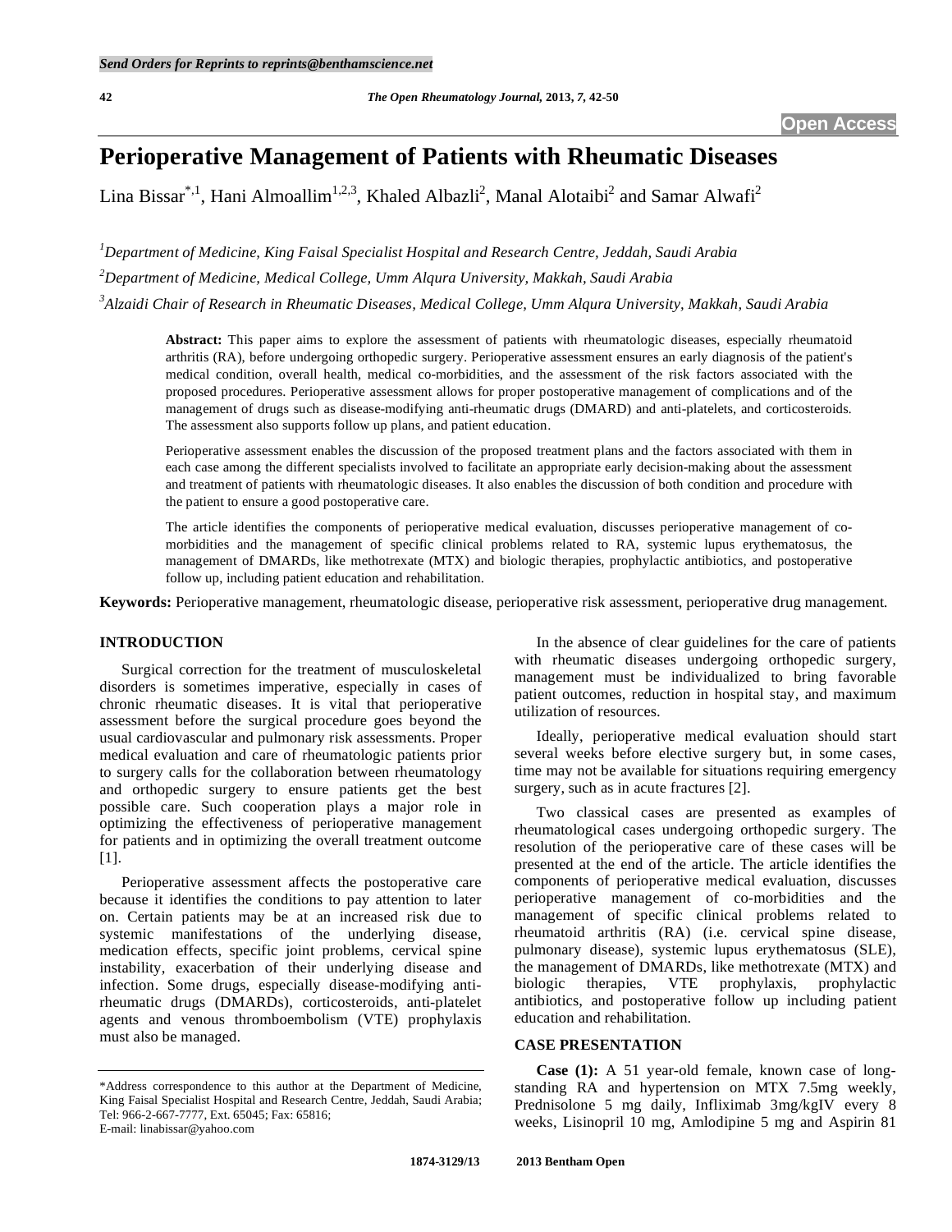# Perioperative Management of Patients with Rheumatic Diseases

Lina Bissar[*,1], Hani Almoallim[1,2,3], Khaled Albazli[2], Manal Alotaibi[2] and Samar Alwafi[2]

[1]Department of Medicine, King Faisal Specialist Hospital and Research Centre, Jeddah, Saudi Arabia

[2]Department of Medicine, Medical College, Umm Alqura University, Makkah, Saudi Arabia

[3]Alzaidi Chair of Research in Rheumatic Diseases, Medical College, Umm Alqura University, Makkah, Saudi Arabia

**Abstract:** This paper aims to explore the assessment of patients with rheumatologic diseases, especially rheumatoid arthritis (RA), before undergoing orthopedic surgery. Perioperative assessment ensures an early diagnosis of the patient's medical condition, overall health, medical co-morbidities, and the assessment of the risk factors associated with the proposed procedures. Perioperative assessment allows for proper postoperative management of complications and of the management of drugs such as disease-modifying anti-rheumatic drugs (DMARD) and anti-platelets, and corticosteroids. The assessment also supports follow up plans, and patient education.

Perioperative assessment enables the discussion of the proposed treatment plans and the factors associated with them in each case among the different specialists involved to facilitate an appropriate early decision-making about the assessment and treatment of patients with rheumatologic diseases. It also enables the discussion of both condition and procedure with the patient to ensure a good postoperative care.

The article identifies the components of perioperative medical evaluation, discusses perioperative management of co-morbidities and the management of specific clinical problems related to RA, systemic lupus erythematosus, the management of DMARDs, like methotrexate (MTX) and biologic therapies, prophylactic antibiotics, and postoperative follow up, including patient education and rehabilitation.

**Keywords:** Perioperative management, rheumatologic disease, perioperative risk assessment, perioperative drug management.

## INTRODUCTION

Surgical correction for the treatment of musculoskeletal disorders is sometimes imperative, especially in cases of chronic rheumatic diseases. It is vital that perioperative assessment before the surgical procedure goes beyond the usual cardiovascular and pulmonary risk assessments. Proper medical evaluation and care of rheumatologic patients prior to surgery calls for the collaboration between rheumatology and orthopedic surgery to ensure patients get the best possible care. Such cooperation plays a major role in optimizing the effectiveness of perioperative management for patients and in optimizing the overall treatment outcome [1].

Perioperative assessment affects the postoperative care because it identifies the conditions to pay attention to later on. Certain patients may be at an increased risk due to systemic manifestations of the underlying disease, medication effects, specific joint problems, cervical spine instability, exacerbation of their underlying disease and infection. Some drugs, especially disease-modifying anti-rheumatic drugs (DMARDs), corticosteroids, anti-platelet agents and venous thromboembolism (VTE) prophylaxis must also be managed.

In the absence of clear guidelines for the care of patients with rheumatic diseases undergoing orthopedic surgery, management must be individualized to bring favorable patient outcomes, reduction in hospital stay, and maximum utilization of resources.

Ideally, perioperative medical evaluation should start several weeks before elective surgery but, in some cases, time may not be available for situations requiring emergency surgery, such as in acute fractures [2].

Two classical cases are presented as examples of rheumatological cases undergoing orthopedic surgery. The resolution of the perioperative care of these cases will be presented at the end of the article. The article identifies the components of perioperative medical evaluation, discusses perioperative management of co-morbidities and the management of specific clinical problems related to rheumatoid arthritis (RA) (i.e. cervical spine disease, pulmonary disease), systemic lupus erythematosus (SLE), the management of DMARDs, like methotrexate (MTX) and biologic therapies, VTE prophylaxis, prophylactic antibiotics, and postoperative follow up including patient education and rehabilitation.

## CASE PRESENTATION

**Case (1):** A 51 year-old female, known case of long-standing RA and hypertension on MTX 7.5mg weekly, Prednisolone 5 mg daily, Infliximab 3mg/kgIV every 8 weeks, Lisinopril 10 mg, Amlodipine 5 mg and Aspirin 81

*Address correspondence to this author at the Department of Medicine, King Faisal Specialist Hospital and Research Centre, Jeddah, Saudi Arabia; Tel: 966-2-667-7777, Ext. 65045; Fax: 65816; E-mail: linabissar@yahoo.com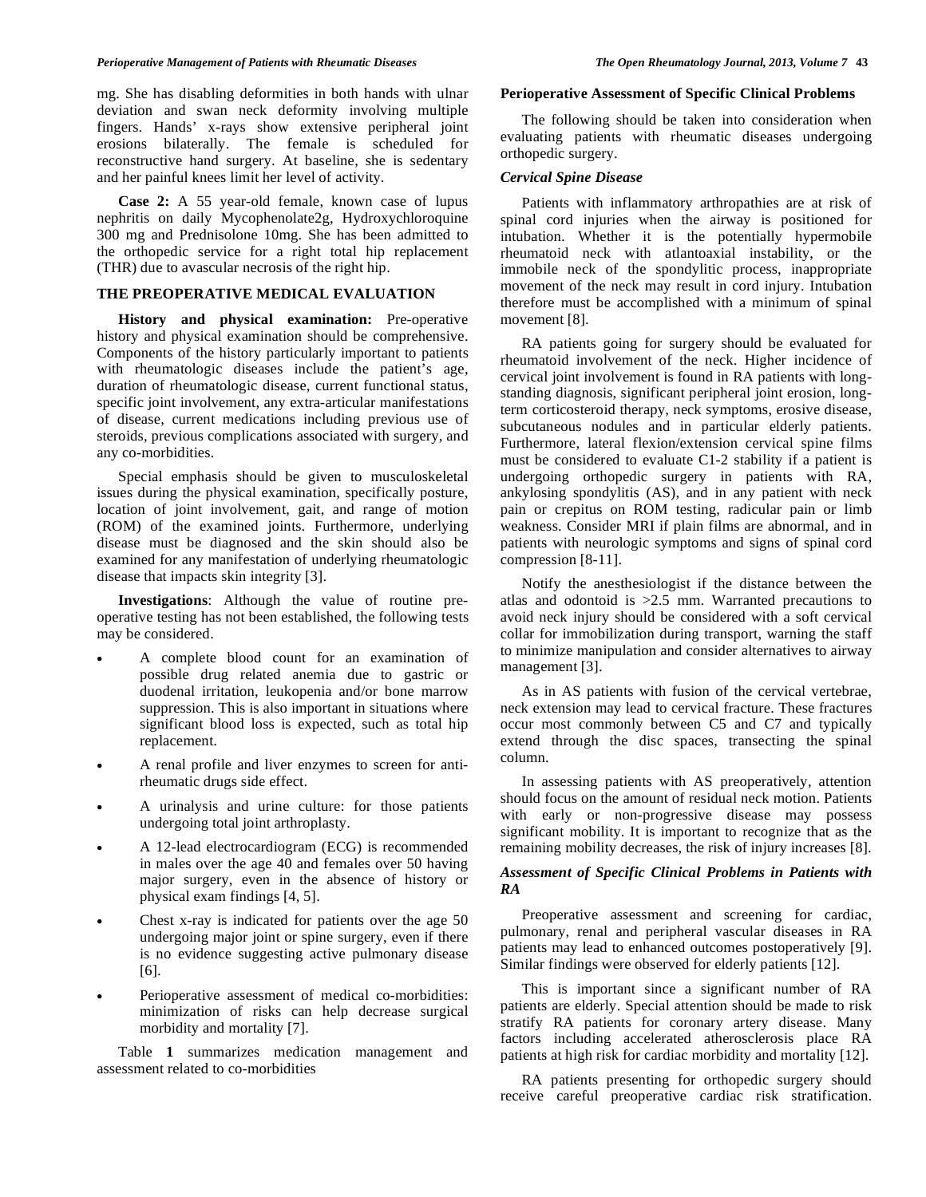mg. She has disabling deformities in both hands with ulnar deviation and swan neck deformity involving multiple fingers. Hands' x-rays show extensive peripheral joint erosions bilaterally. The female is scheduled for reconstructive hand surgery. At baseline, she is sedentary and her painful knees limit her level of activity.

**Case 2:** A 55 year-old female, known case of lupus nephritis on daily Mycophenolate2g, Hydroxychloroquine 300 mg and Prednisolone 10mg. She has been admitted to the orthopedic service for a right total hip replacement (THR) due to avascular necrosis of the right hip.

## THE PREOPERATIVE MEDICAL EVALUATION

**History and physical examination:** Pre-operative history and physical examination should be comprehensive. Components of the history particularly important to patients with rheumatologic diseases include the patient's age, duration of rheumatologic disease, current functional status, specific joint involvement, any extra-articular manifestations of disease, current medications including previous use of steroids, previous complications associated with surgery, and any co-morbidities.

Special emphasis should be given to musculoskeletal issues during the physical examination, specifically posture, location of joint involvement, gait, and range of motion (ROM) of the examined joints. Furthermore, underlying disease must be diagnosed and the skin should also be examined for any manifestation of underlying rheumatologic disease that impacts skin integrity [3].

**Investigations**: Although the value of routine pre-operative testing has not been established, the following tests may be considered.

- A complete blood count for an examination of possible drug related anemia due to gastric or duodenal irritation, leukopenia and/or bone marrow suppression. This is also important in situations where significant blood loss is expected, such as total hip replacement.
- A renal profile and liver enzymes to screen for anti-rheumatic drugs side effect.
- A urinalysis and urine culture: for those patients undergoing total joint arthroplasty.
- A 12-lead electrocardiogram (ECG) is recommended in males over the age 40 and females over 50 having major surgery, even in the absence of history or physical exam findings [4, 5].
- Chest x-ray is indicated for patients over the age 50 undergoing major joint or spine surgery, even if there is no evidence suggesting active pulmonary disease [6].
- Perioperative assessment of medical co-morbidities: minimization of risks can help decrease surgical morbidity and mortality [7].

Table **1** summarizes medication management and assessment related to co-morbidities

### Perioperative Assessment of Specific Clinical Problems

The following should be taken into consideration when evaluating patients with rheumatic diseases undergoing orthopedic surgery.

### *Cervical Spine Disease*

Patients with inflammatory arthropathies are at risk of spinal cord injuries when the airway is positioned for intubation. Whether it is the potentially hypermobile rheumatoid neck with atlantoaxial instability, or the immobile neck of the spondylitic process, inappropriate movement of the neck may result in cord injury. Intubation therefore must be accomplished with a minimum of spinal movement [8].

RA patients going for surgery should be evaluated for rheumatoid involvement of the neck. Higher incidence of cervical joint involvement is found in RA patients with long-standing diagnosis, significant peripheral joint erosion, long-term corticosteroid therapy, neck symptoms, erosive disease, subcutaneous nodules and in particular elderly patients. Furthermore, lateral flexion/extension cervical spine films must be considered to evaluate C1-2 stability if a patient is undergoing orthopedic surgery in patients with RA, ankylosing spondylitis (AS), and in any patient with neck pain or crepitus on ROM testing, radicular pain or limb weakness. Consider MRI if plain films are abnormal, and in patients with neurologic symptoms and signs of spinal cord compression [8-11].

Notify the anesthesiologist if the distance between the atlas and odontoid is >2.5 mm. Warranted precautions to avoid neck injury should be considered with a soft cervical collar for immobilization during transport, warning the staff to minimize manipulation and consider alternatives to airway management [3].

As in AS patients with fusion of the cervical vertebrae, neck extension may lead to cervical fracture. These fractures occur most commonly between C5 and C7 and typically extend through the disc spaces, transecting the spinal column.

In assessing patients with AS preoperatively, attention should focus on the amount of residual neck motion. Patients with early or non-progressive disease may possess significant mobility. It is important to recognize that as the remaining mobility decreases, the risk of injury increases [8].

### *Assessment of Specific Clinical Problems in Patients with RA*

Preoperative assessment and screening for cardiac, pulmonary, renal and peripheral vascular diseases in RA patients may lead to enhanced outcomes postoperatively [9]. Similar findings were observed for elderly patients [12].

This is important since a significant number of RA patients are elderly. Special attention should be made to risk stratify RA patients for coronary artery disease. Many factors including accelerated atherosclerosis place RA patients at high risk for cardiac morbidity and mortality [12].

RA patients presenting for orthopedic surgery should receive careful preoperative cardiac risk stratification.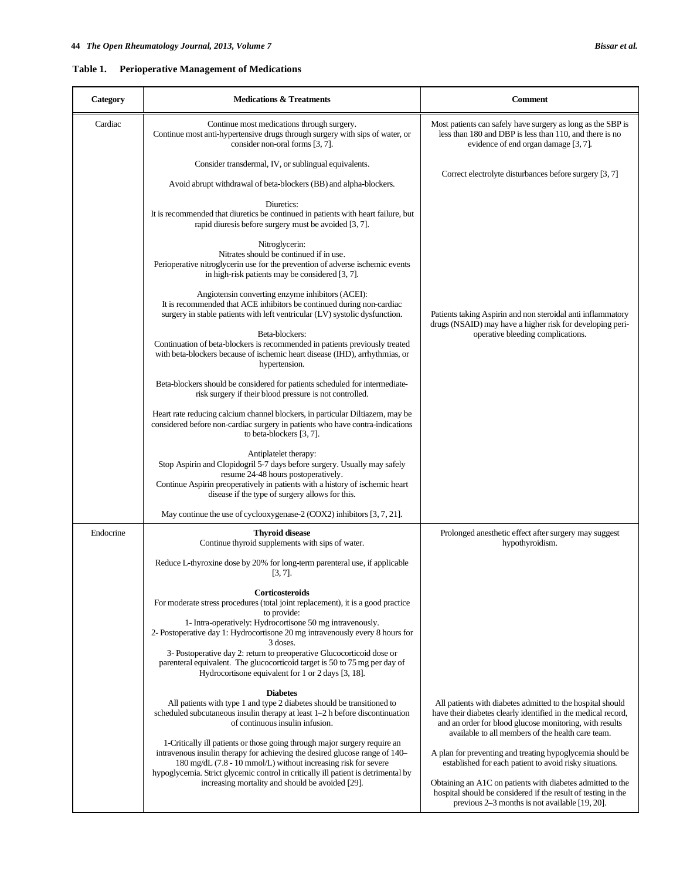**Table 1. Perioperative Management of Medications**

| Category | Medications & Treatments | Comment |
|---|---|---|
| Cardiac | Continue most medications through surgery. Continue most anti-hypertensive drugs through surgery with sips of water, or consider non-oral forms [3, 7].<br><br>Consider transdermal, IV, or sublingual equivalents.<br><br>Avoid abrupt withdrawal of beta-blockers (BB) and alpha-blockers.<br><br>Diuretics:<br>It is recommended that diuretics be continued in patients with heart failure, but rapid diuresis before surgery must be avoided [3, 7].<br><br>Nitroglycerin:<br>Nitrates should be continued if in use.<br>Perioperative nitroglycerin use for the prevention of adverse ischemic events in high-risk patients may be considered [3, 7].<br><br>Angiotensin converting enzyme inhibitors (ACEI):<br>It is recommended that ACE inhibitors be continued during non-cardiac surgery in stable patients with left ventricular (LV) systolic dysfunction.<br><br>Beta-blockers:<br>Continuation of beta-blockers is recommended in patients previously treated with beta-blockers because of ischemic heart disease (IHD), arrhythmias, or hypertension.<br><br>Beta-blockers should be considered for patients scheduled for intermediate-risk surgery if their blood pressure is not controlled.<br><br>Heart rate reducing calcium channel blockers, in particular Diltiazem, may be considered before non-cardiac surgery in patients who have contra-indications to beta-blockers [3, 7].<br><br>Antiplatelet therapy:<br>Stop Aspirin and Clopidogril 5-7 days before surgery. Usually may safely resume 24-48 hours postoperatively.<br>Continue Aspirin preoperatively in patients with a history of ischemic heart disease if the type of surgery allows for this.<br><br>May continue the use of cyclooxygenase-2 (COX2) inhibitors [3, 7, 21]. | Most patients can safely have surgery as long as the SBP is less than 180 and DBP is less than 110, and there is no evidence of end organ damage [3, 7].<br><br>Correct electrolyte disturbances before surgery [3, 7]<br><br>Patients taking Aspirin and non steroidal anti inflammatory drugs (NSAID) may have a higher risk for developing peri-operative bleeding complications. |
| Endocrine | **Thyroid disease**<br>Continue thyroid supplements with sips of water.<br><br>Reduce L-thyroxine dose by 20% for long-term parenteral use, if applicable [3, 7].<br><br>**Corticosteroids**<br>For moderate stress procedures (total joint replacement), it is a good practice to provide:<br>1- Intra-operatively: Hydrocortisone 50 mg intravenously.<br>2- Postoperative day 1: Hydrocortisone 20 mg intravenously every 8 hours for 3 doses.<br>3- Postoperative day 2: return to preoperative Glucocorticoid dose or parenteral equivalent. The glucocorticoid target is 50 to 75 mg per day of Hydrocortisone equivalent for 1 or 2 days [3, 18].<br><br>**Diabetes**<br>All patients with type 1 and type 2 diabetes should be transitioned to scheduled subcutaneous insulin therapy at least 1–2 h before discontinuation of continuous insulin infusion.<br><br>1-Critically ill patients or those going through major surgery require an intravenous insulin therapy for achieving the desired glucose range of 140–180 mg/dL (7.8 - 10 mmol/L) without increasing risk for severe hypoglycemia. Strict glycemic control in critically ill patient is detrimental by increasing mortality and should be avoided [29]. | Prolonged anesthetic effect after surgery may suggest hypothyroidism.<br><br>All patients with diabetes admitted to the hospital should have their diabetes clearly identified in the medical record, and an order for blood glucose monitoring, with results available to all members of the health care team.<br><br>A plan for preventing and treating hypoglycemia should be established for each patient to avoid risky situations.<br><br>Obtaining an A1C on patients with diabetes admitted to the hospital should be considered if the result of testing in the previous 2–3 months is not available [19, 20]. |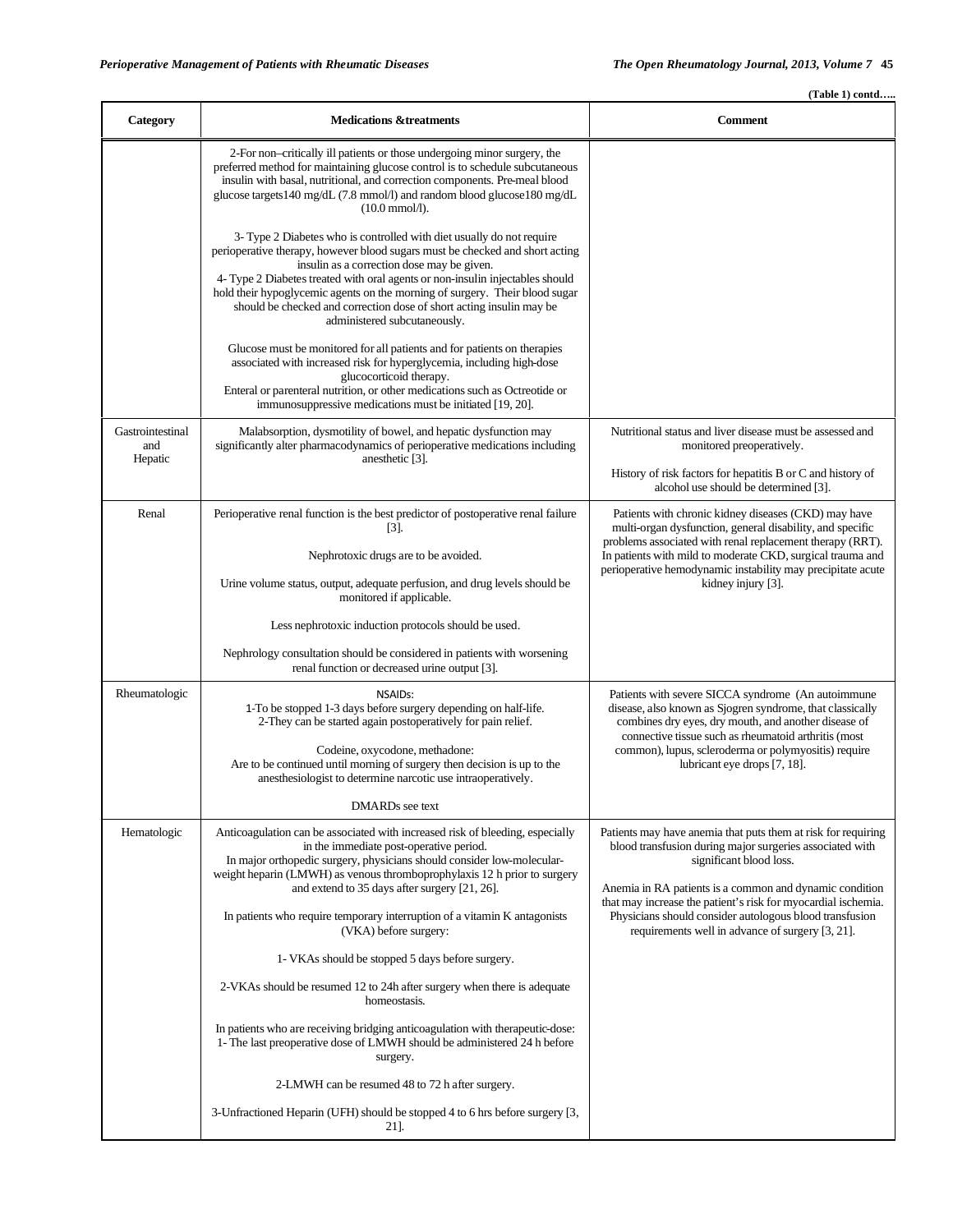(Table 1) contd…..

| Category | Medications &treatments | Comment |
|---|---|---|
| | 2-For non–critically ill patients or those undergoing minor surgery, the preferred method for maintaining glucose control is to schedule subcutaneous insulin with basal, nutritional, and correction components. Pre-meal blood glucose targets140 mg/dL (7.8 mmol/l) and random blood glucose180 mg/dL (10.0 mmol/l).<br><br>3- Type 2 Diabetes who is controlled with diet usually do not require perioperative therapy, however blood sugars must be checked and short acting insulin as a correction dose may be given.<br>4- Type 2 Diabetes treated with oral agents or non-insulin injectables should hold their hypoglycemic agents on the morning of surgery. Their blood sugar should be checked and correction dose of short acting insulin may be administered subcutaneously.<br><br>Glucose must be monitored for all patients and for patients on therapies associated with increased risk for hyperglycemia, including high-dose glucocorticoid therapy.<br>Enteral or parenteral nutrition, or other medications such as Octreotide or immunosuppressive medications must be initiated [19, 20]. | |
| Gastrointestinal and Hepatic | Malabsorption, dysmotility of bowel, and hepatic dysfunction may significantly alter pharmacodynamics of perioperative medications including anesthetic [3]. | Nutritional status and liver disease must be assessed and monitored preoperatively.<br><br>History of risk factors for hepatitis B or C and history of alcohol use should be determined [3]. |
| Renal | Perioperative renal function is the best predictor of postoperative renal failure [3].<br><br>Nephrotoxic drugs are to be avoided.<br><br>Urine volume status, output, adequate perfusion, and drug levels should be monitored if applicable.<br><br>Less nephrotoxic induction protocols should be used.<br><br>Nephrology consultation should be considered in patients with worsening renal function or decreased urine output [3]. | Patients with chronic kidney diseases (CKD) may have multi-organ dysfunction, general disability, and specific problems associated with renal replacement therapy (RRT). In patients with mild to moderate CKD, surgical trauma and perioperative hemodynamic instability may precipitate acute kidney injury [3]. |
| Rheumatologic | NSAIDs:<br>1-To be stopped 1-3 days before surgery depending on half-life.<br>2-They can be started again postoperatively for pain relief.<br><br>Codeine, oxycodone, methadone:<br>Are to be continued until morning of surgery then decision is up to the anesthesiologist to determine narcotic use intraoperatively.<br><br>DMARDs see text | Patients with severe SICCA syndrome (An autoimmune disease, also known as Sjogren syndrome, that classically combines dry eyes, dry mouth, and another disease of connective tissue such as rheumatoid arthritis (most common), lupus, scleroderma or polymyositis) require lubricant eye drops [7, 18]. |
| Hematologic | Anticoagulation can be associated with increased risk of bleeding, especially in the immediate post-operative period.<br>In major orthopedic surgery, physicians should consider low-molecular-weight heparin (LMWH) as venous thromboprophylaxis 12 h prior to surgery and extend to 35 days after surgery [21, 26].<br><br>In patients who require temporary interruption of a vitamin K antagonists (VKA) before surgery:<br><br>1- VKAs should be stopped 5 days before surgery.<br><br>2-VKAs should be resumed 12 to 24h after surgery when there is adequate homeostasis.<br><br>In patients who are receiving bridging anticoagulation with therapeutic-dose:<br>1- The last preoperative dose of LMWH should be administered 24 h before surgery.<br><br>2-LMWH can be resumed 48 to 72 h after surgery.<br><br>3-Unfractioned Heparin (UFH) should be stopped 4 to 6 hrs before surgery [3, 21]. | Patients may have anemia that puts them at risk for requiring blood transfusion during major surgeries associated with significant blood loss.<br><br>Anemia in RA patients is a common and dynamic condition that may increase the patient's risk for myocardial ischemia. Physicians should consider autologous blood transfusion requirements well in advance of surgery [3, 21]. |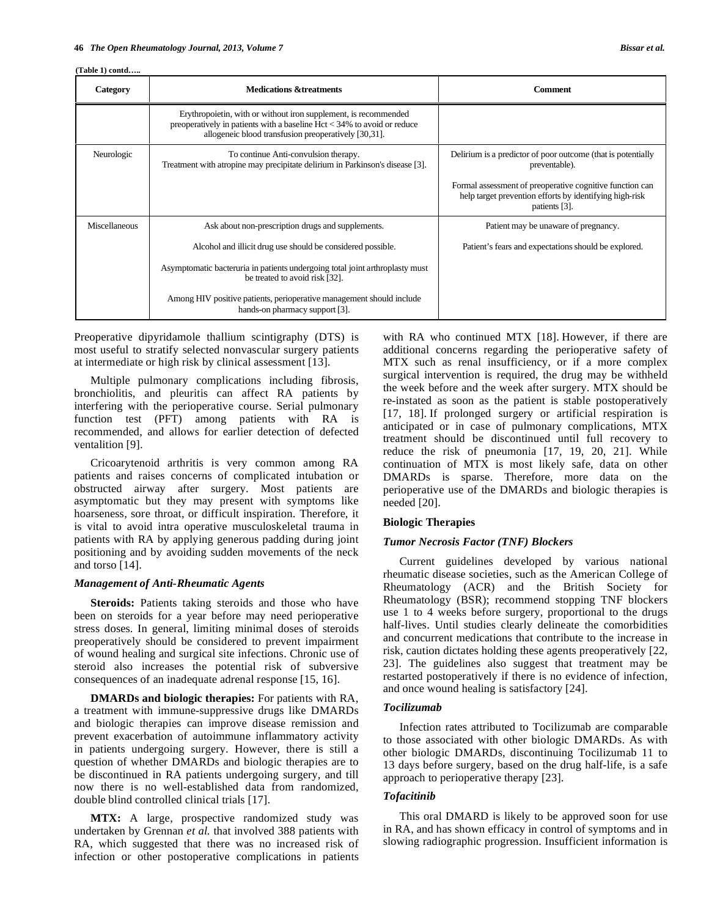(Table 1) contd…..

| Category | Medications &treatments | Comment |
|---|---|---|
| | Erythropoietin, with or without iron supplement, is recommended preoperatively in patients with a baseline Hct < 34% to avoid or reduce allogeneic blood transfusion preoperatively [30,31]. | |
| Neurologic | To continue Anti-convulsion therapy.<br>Treatment with atropine may precipitate delirium in Parkinson's disease [3]. | Delirium is a predictor of poor outcome (that is potentially preventable).<br><br>Formal assessment of preoperative cognitive function can help target prevention efforts by identifying high-risk patients [3]. |
| Miscellaneous | Ask about non-prescription drugs and supplements.<br><br>Alcohol and illicit drug use should be considered possible.<br><br>Asymptomatic bacteruria in patients undergoing total joint arthroplasty must be treated to avoid risk [32].<br><br>Among HIV positive patients, perioperative management should include hands-on pharmacy support [3]. | Patient may be unaware of pregnancy.<br><br>Patient's fears and expectations should be explored. |

Preoperative dipyridamole thallium scintigraphy (DTS) is most useful to stratify selected nonvascular surgery patients at intermediate or high risk by clinical assessment [13].

Multiple pulmonary complications including fibrosis, bronchiolitis, and pleuritis can affect RA patients by interfering with the perioperative course. Serial pulmonary function test (PFT) among patients with RA is recommended, and allows for earlier detection of defected ventalition [9].

Cricoarytenoid arthritis is very common among RA patients and raises concerns of complicated intubation or obstructed airway after surgery. Most patients are asymptomatic but they may present with symptoms like hoarseness, sore throat, or difficult inspiration. Therefore, it is vital to avoid intra operative musculoskeletal trauma in patients with RA by applying generous padding during joint positioning and by avoiding sudden movements of the neck and torso [14].

### *Management of Anti-Rheumatic Agents*

**Steroids:** Patients taking steroids and those who have been on steroids for a year before may need perioperative stress doses. In general, limiting minimal doses of steroids preoperatively should be considered to prevent impairment of wound healing and surgical site infections. Chronic use of steroid also increases the potential risk of subversive consequences of an inadequate adrenal response [15, 16].

**DMARDs and biologic therapies:** For patients with RA, a treatment with immune-suppressive drugs like DMARDs and biologic therapies can improve disease remission and prevent exacerbation of autoimmune inflammatory activity in patients undergoing surgery. However, there is still a question of whether DMARDs and biologic therapies are to be discontinued in RA patients undergoing surgery, and till now there is no well-established data from randomized, double blind controlled clinical trials [17].

**MTX:** A large, prospective randomized study was undertaken by Grennan *et al.* that involved 388 patients with RA, which suggested that there was no increased risk of infection or other postoperative complications in patients with RA who continued MTX [18]. However, if there are additional concerns regarding the perioperative safety of MTX such as renal insufficiency, or if a more complex surgical intervention is required, the drug may be withheld the week before and the week after surgery. MTX should be re-instated as soon as the patient is stable postoperatively [17, 18]. If prolonged surgery or artificial respiration is anticipated or in case of pulmonary complications, MTX treatment should be discontinued until full recovery to reduce the risk of pneumonia [17, 19, 20, 21]. While continuation of MTX is most likely safe, data on other DMARDs is sparse. Therefore, more data on the perioperative use of the DMARDs and biologic therapies is needed [20].

### Biologic Therapies

#### *Tumor Necrosis Factor (TNF) Blockers*

Current guidelines developed by various national rheumatic disease societies, such as the American College of Rheumatology (ACR) and the British Society for Rheumatology (BSR); recommend stopping TNF blockers use 1 to 4 weeks before surgery, proportional to the drugs half-lives. Until studies clearly delineate the comorbidities and concurrent medications that contribute to the increase in risk, caution dictates holding these agents preoperatively [22, 23]. The guidelines also suggest that treatment may be restarted postoperatively if there is no evidence of infection, and once wound healing is satisfactory [24].

#### *Tocilizumab*

Infection rates attributed to Tocilizumab are comparable to those associated with other biologic DMARDs. As with other biologic DMARDs, discontinuing Tocilizumab 11 to 13 days before surgery, based on the drug half-life, is a safe approach to perioperative therapy [23].

#### *Tofacitinib*

This oral DMARD is likely to be approved soon for use in RA, and has shown efficacy in control of symptoms and in slowing radiographic progression. Insufficient information is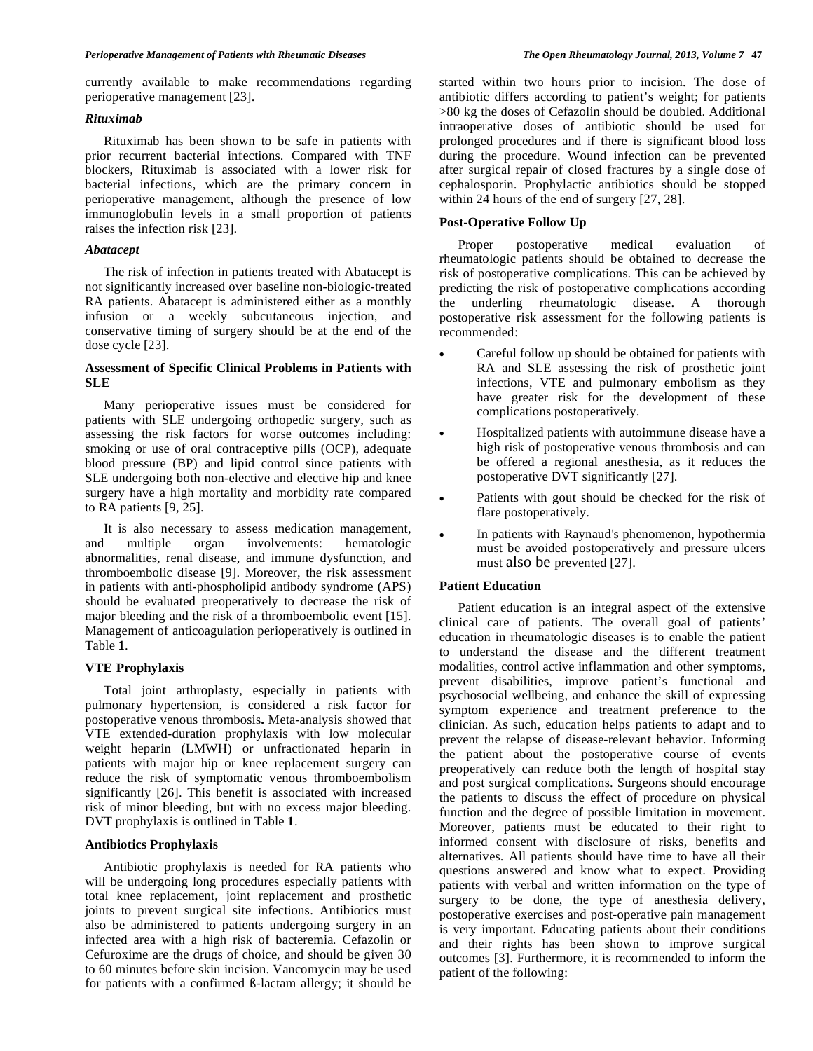currently available to make recommendations regarding perioperative management [23].

### *Rituximab*

Rituximab has been shown to be safe in patients with prior recurrent bacterial infections. Compared with TNF blockers, Rituximab is associated with a lower risk for bacterial infections, which are the primary concern in perioperative management, although the presence of low immunoglobulin levels in a small proportion of patients raises the infection risk [23].

### *Abatacept*

The risk of infection in patients treated with Abatacept is not significantly increased over baseline non-biologic-treated RA patients. Abatacept is administered either as a monthly infusion or a weekly subcutaneous injection, and conservative timing of surgery should be at the end of the dose cycle [23].

## Assessment of Specific Clinical Problems in Patients with SLE

Many perioperative issues must be considered for patients with SLE undergoing orthopedic surgery, such as assessing the risk factors for worse outcomes including: smoking or use of oral contraceptive pills (OCP), adequate blood pressure (BP) and lipid control since patients with SLE undergoing both non-elective and elective hip and knee surgery have a high mortality and morbidity rate compared to RA patients [9, 25].

It is also necessary to assess medication management, and multiple organ involvements: hematologic abnormalities, renal disease, and immune dysfunction, and thromboembolic disease [9]. Moreover, the risk assessment in patients with anti-phospholipid antibody syndrome (APS) should be evaluated preoperatively to decrease the risk of major bleeding and the risk of a thromboembolic event [15]. Management of anticoagulation perioperatively is outlined in Table **1**.

## VTE Prophylaxis

Total joint arthroplasty, especially in patients with pulmonary hypertension, is considered a risk factor for postoperative venous thrombosis**.** Meta-analysis showed that VTE extended-duration prophylaxis with low molecular weight heparin (LMWH) or unfractionated heparin in patients with major hip or knee replacement surgery can reduce the risk of symptomatic venous thromboembolism significantly [26]. This benefit is associated with increased risk of minor bleeding, but with no excess major bleeding. DVT prophylaxis is outlined in Table **1**.

## Antibiotics Prophylaxis

Antibiotic prophylaxis is needed for RA patients who will be undergoing long procedures especially patients with total knee replacement, joint replacement and prosthetic joints to prevent surgical site infections. Antibiotics must also be administered to patients undergoing surgery in an infected area with a high risk of bacteremia*.* Cefazolin or Cefuroxime are the drugs of choice, and should be given 30 to 60 minutes before skin incision. Vancomycin may be used for patients with a confirmed ß-lactam allergy; it should be started within two hours prior to incision. The dose of antibiotic differs according to patient's weight; for patients >80 kg the doses of Cefazolin should be doubled. Additional intraoperative doses of antibiotic should be used for prolonged procedures and if there is significant blood loss during the procedure. Wound infection can be prevented after surgical repair of closed fractures by a single dose of cephalosporin. Prophylactic antibiotics should be stopped within 24 hours of the end of surgery [27, 28].

## Post-Operative Follow Up

Proper postoperative medical evaluation of rheumatologic patients should be obtained to decrease the risk of postoperative complications. This can be achieved by predicting the risk of postoperative complications according the underling rheumatologic disease. A thorough postoperative risk assessment for the following patients is recommended:

- Careful follow up should be obtained for patients with RA and SLE assessing the risk of prosthetic joint infections, VTE and pulmonary embolism as they have greater risk for the development of these complications postoperatively.
- Hospitalized patients with autoimmune disease have a high risk of postoperative venous thrombosis and can be offered a regional anesthesia, as it reduces the postoperative DVT significantly [27].
- Patients with gout should be checked for the risk of flare postoperatively.
- In patients with Raynaud's phenomenon, hypothermia must be avoided postoperatively and pressure ulcers must also be prevented [27].

## Patient Education

Patient education is an integral aspect of the extensive clinical care of patients. The overall goal of patients' education in rheumatologic diseases is to enable the patient to understand the disease and the different treatment modalities, control active inflammation and other symptoms, prevent disabilities, improve patient's functional and psychosocial wellbeing, and enhance the skill of expressing symptom experience and treatment preference to the clinician. As such, education helps patients to adapt and to prevent the relapse of disease-relevant behavior. Informing the patient about the postoperative course of events preoperatively can reduce both the length of hospital stay and post surgical complications. Surgeons should encourage the patients to discuss the effect of procedure on physical function and the degree of possible limitation in movement. Moreover, patients must be educated to their right to informed consent with disclosure of risks, benefits and alternatives. All patients should have time to have all their questions answered and know what to expect. Providing patients with verbal and written information on the type of surgery to be done, the type of anesthesia delivery, postoperative exercises and post-operative pain management is very important. Educating patients about their conditions and their rights has been shown to improve surgical outcomes [3]. Furthermore, it is recommended to inform the patient of the following: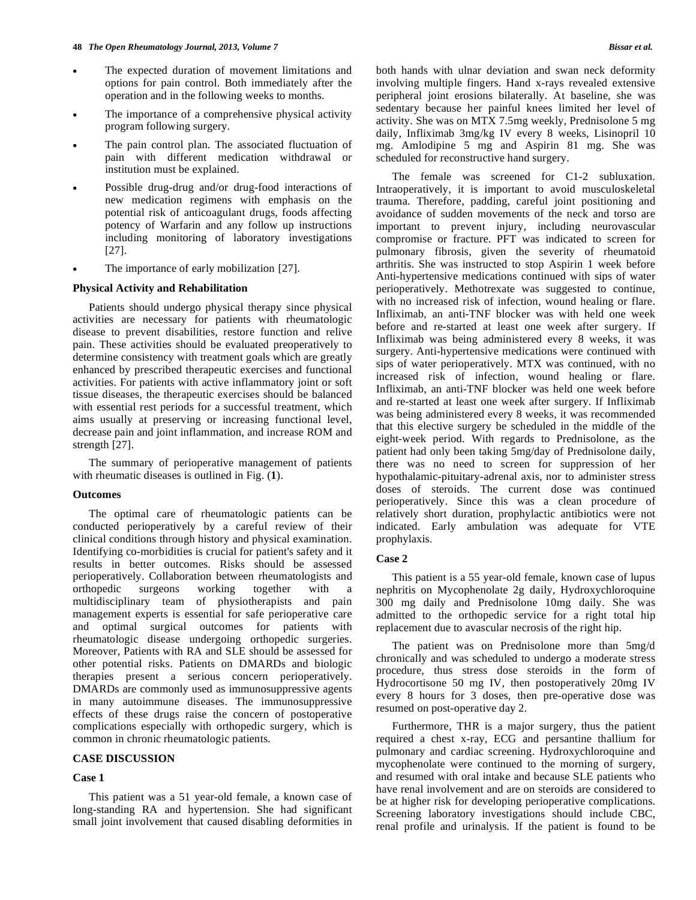- The expected duration of movement limitations and options for pain control. Both immediately after the operation and in the following weeks to months.
- The importance of a comprehensive physical activity program following surgery.
- The pain control plan. The associated fluctuation of pain with different medication withdrawal or institution must be explained.
- Possible drug-drug and/or drug-food interactions of new medication regimens with emphasis on the potential risk of anticoagulant drugs, foods affecting potency of Warfarin and any follow up instructions including monitoring of laboratory investigations [27].
- The importance of early mobilization [27].

**Physical Activity and Rehabilitation**

Patients should undergo physical therapy since physical activities are necessary for patients with rheumatologic disease to prevent disabilities, restore function and relive pain. These activities should be evaluated preoperatively to determine consistency with treatment goals which are greatly enhanced by prescribed therapeutic exercises and functional activities. For patients with active inflammatory joint or soft tissue diseases, the therapeutic exercises should be balanced with essential rest periods for a successful treatment, which aims usually at preserving or increasing functional level, decrease pain and joint inflammation, and increase ROM and strength [27].

The summary of perioperative management of patients with rheumatic diseases is outlined in Fig. (**1**).

**Outcomes**

The optimal care of rheumatologic patients can be conducted perioperatively by a careful review of their clinical conditions through history and physical examination. Identifying co-morbidities is crucial for patient's safety and it results in better outcomes. Risks should be assessed perioperatively. Collaboration between rheumatologists and orthopedic surgeons working together with a multidisciplinary team of physiotherapists and pain management experts is essential for safe perioperative care and optimal surgical outcomes for patients with rheumatologic disease undergoing orthopedic surgeries. Moreover, Patients with RA and SLE should be assessed for other potential risks. Patients on DMARDs and biologic therapies present a serious concern perioperatively. DMARDs are commonly used as immunosuppressive agents in many autoimmune diseases. The immunosuppressive effects of these drugs raise the concern of postoperative complications especially with orthopedic surgery, which is common in chronic rheumatologic patients.

## CASE DISCUSSION

### Case 1

This patient was a 51 year-old female, a known case of long-standing RA and hypertension. She had significant small joint involvement that caused disabling deformities in both hands with ulnar deviation and swan neck deformity involving multiple fingers. Hand x-rays revealed extensive peripheral joint erosions bilaterally. At baseline, she was sedentary because her painful knees limited her level of activity. She was on MTX 7.5mg weekly, Prednisolone 5 mg daily, Infliximab 3mg/kg IV every 8 weeks, Lisinopril 10 mg. Amlodipine 5 mg and Aspirin 81 mg. She was scheduled for reconstructive hand surgery.

The female was screened for C1-2 subluxation. Intraoperatively, it is important to avoid musculoskeletal trauma. Therefore, padding, careful joint positioning and avoidance of sudden movements of the neck and torso are important to prevent injury, including neurovascular compromise or fracture. PFT was indicated to screen for pulmonary fibrosis, given the severity of rheumatoid arthritis. She was instructed to stop Aspirin 1 week before Anti-hypertensive medications continued with sips of water perioperatively. Methotrexate was suggested to continue, with no increased risk of infection, wound healing or flare. Infliximab, an anti-TNF blocker was with held one week before and re-started at least one week after surgery. If Infliximab was being administered every 8 weeks, it was surgery. Anti-hypertensive medications were continued with sips of water perioperatively. MTX was continued, with no increased risk of infection, wound healing or flare. Infliximab, an anti-TNF blocker was held one week before and re-started at least one week after surgery. If Infliximab was being administered every 8 weeks, it was recommended that this elective surgery be scheduled in the middle of the eight-week period. With regards to Prednisolone, as the patient had only been taking 5mg/day of Prednisolone daily, there was no need to screen for suppression of her hypothalamic-pituitary-adrenal axis, nor to administer stress doses of steroids. The current dose was continued perioperatively. Since this was a clean procedure of relatively short duration, prophylactic antibiotics were not indicated. Early ambulation was adequate for VTE prophylaxis.

### Case 2

This patient is a 55 year-old female, known case of lupus nephritis on Mycophenolate 2g daily, Hydroxychloroquine 300 mg daily and Prednisolone 10mg daily. She was admitted to the orthopedic service for a right total hip replacement due to avascular necrosis of the right hip.

The patient was on Prednisolone more than 5mg/d chronically and was scheduled to undergo a moderate stress procedure, thus stress dose steroids in the form of Hydrocortisone 50 mg IV, then postoperatively 20mg IV every 8 hours for 3 doses, then pre-operative dose was resumed on post-operative day 2.

Furthermore, THR is a major surgery, thus the patient required a chest x-ray, ECG and persantine thallium for pulmonary and cardiac screening. Hydroxychloroquine and mycophenolate were continued to the morning of surgery, and resumed with oral intake and because SLE patients who have renal involvement and are on steroids are considered to be at higher risk for developing perioperative complications. Screening laboratory investigations should include CBC, renal profile and urinalysis. If the patient is found to be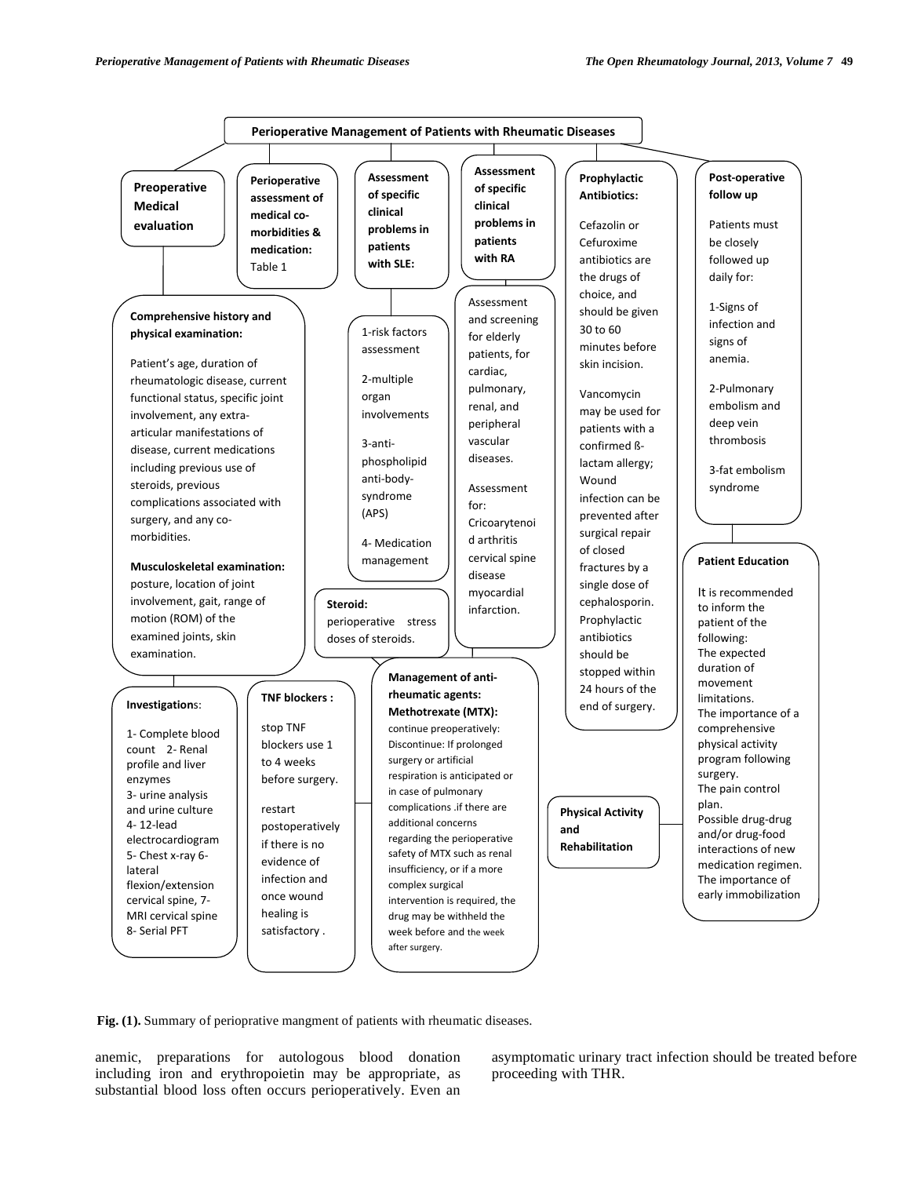**Perioperative Management of Patients with Rheumatic Diseases**

**Preoperative Medical evaluation**

**Comprehensive history and physical examination:**

Patient's age, duration of rheumatologic disease, current functional status, specific joint involvement, any extra-articular manifestations of disease, current medications including previous use of steroids, previous complications associated with surgery, and any co-morbidities.

**Musculoskeletal examination:** posture, location of joint involvement, gait, range of motion (ROM) of the examined joints, skin examination.

**Investigations:**

1- Complete blood count 2- Renal profile and liver enzymes
3- urine analysis and urine culture
4- 12-lead electrocardiogram
5- Chest x-ray 6- lateral flexion/extension cervical spine, 7- MRI cervical spine
8- Serial PFT

**Perioperative assessment of medical co-morbidities & medication:** Table 1

**TNF blockers :**

stop TNF blockers use 1 to 4 weeks before surgery.

restart postoperatively if there is no evidence of infection and once wound healing is satisfactory .

**Assessment of specific clinical problems in patients with SLE:**

1-risk factors assessment

2-multiple organ involvements

3-anti-phospholipid anti-body-syndrome (APS)

4- Medication management

**Steroid:** perioperative stress doses of steroids.

**Assessment of specific clinical problems in patients with RA**

Assessment and screening for elderly patients, for cardiac, pulmonary, renal, and peripheral vascular diseases.

Assessment for: Cricoarytenoid arthritis cervical spine disease myocardial infarction.

**Management of anti-rheumatic agents: Methotrexate (MTX):**

continue preoperatively: Discontinue: If prolonged surgery or artificial respiration is anticipated or in case of pulmonary complications .if there are additional concerns regarding the perioperative safety of MTX such as renal insufficiency, or if a more complex surgical intervention is required, the drug may be withheld the week before and the week after surgery.

**Prophylactic Antibiotics:**

Cefazolin or Cefuroxime antibiotics are the drugs of choice, and should be given 30 to 60 minutes before skin incision.

Vancomycin may be used for patients with a confirmed ß-lactam allergy; Wound infection can be prevented after surgical repair of closed fractures by a single dose of cephalosporin. Prophylactic antibiotics should be stopped within 24 hours of the end of surgery.

**Physical Activity and Rehabilitation**

**Post-operative follow up**

Patients must be closely followed up daily for:

1-Signs of infection and signs of anemia.

2-Pulmonary embolism and deep vein thrombosis

3-fat embolism syndrome

**Patient Education**

It is recommended to inform the patient of the following:
The expected duration of movement limitations.
The importance of a comprehensive physical activity program following surgery.
The pain control plan.
Possible drug-drug and/or drug-food interactions of new medication regimen.
The importance of early immobilization

**Fig. (1).** Summary of perioprative mangment of patients with rheumatic diseases.

anemic, preparations for autologous blood donation including iron and erythropoietin may be appropriate, as substantial blood loss often occurs perioperatively. Even an asymptomatic urinary tract infection should be treated before proceeding with THR.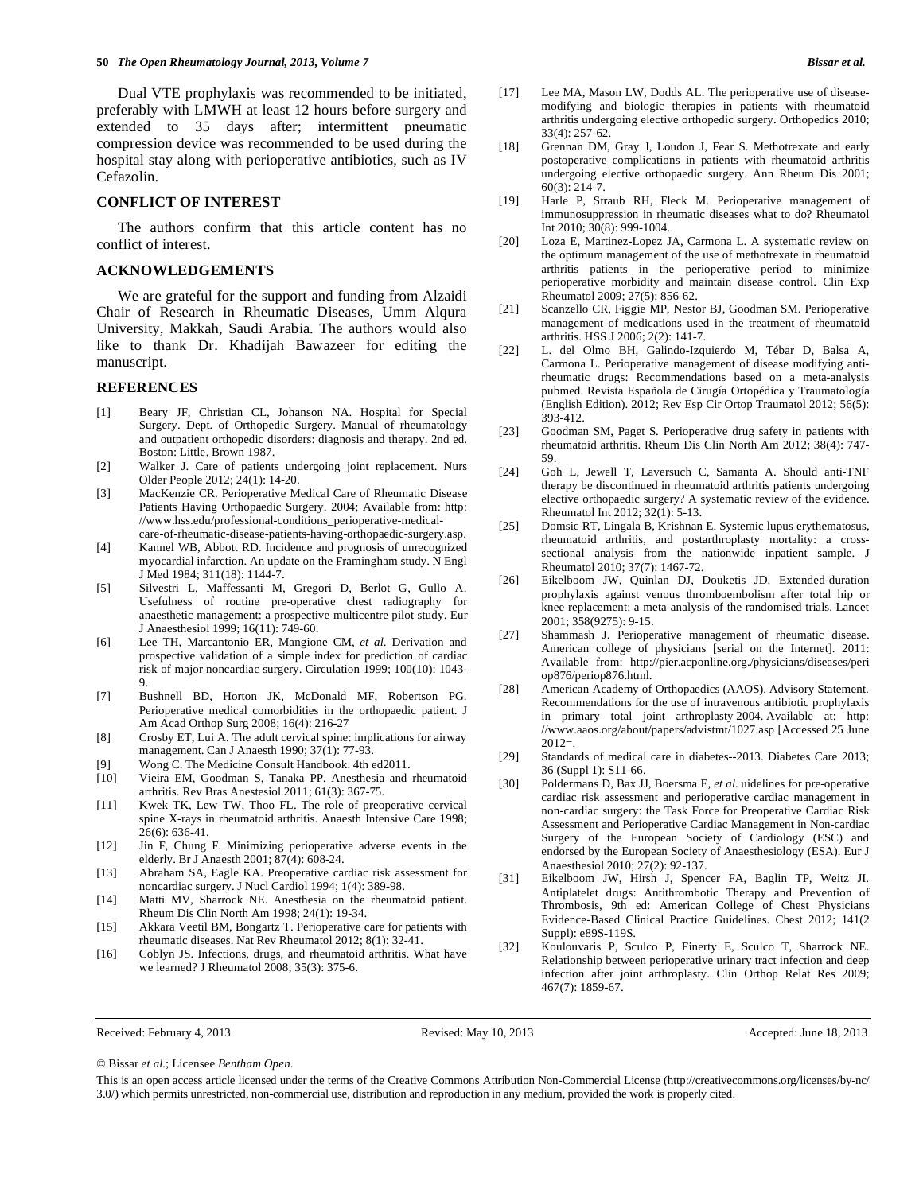Dual VTE prophylaxis was recommended to be initiated, preferably with LMWH at least 12 hours before surgery and extended to 35 days after; intermittent pneumatic compression device was recommended to be used during the hospital stay along with perioperative antibiotics, such as IV Cefazolin.

## CONFLICT OF INTEREST

The authors confirm that this article content has no conflict of interest.

## ACKNOWLEDGEMENTS

We are grateful for the support and funding from Alzaidi Chair of Research in Rheumatic Diseases, Umm Alqura University, Makkah, Saudi Arabia. The authors would also like to thank Dr. Khadijah Bawazeer for editing the manuscript.

## REFERENCES

[1] Beary JF, Christian CL, Johanson NA. Hospital for Special Surgery. Dept. of Orthopedic Surgery. Manual of rheumatology and outpatient orthopedic disorders: diagnosis and therapy. 2nd ed. Boston: Little, Brown 1987.

[2] Walker J. Care of patients undergoing joint replacement. Nurs Older People 2012; 24(1): 14-20.

[3] MacKenzie CR. Perioperative Medical Care of Rheumatic Disease Patients Having Orthopaedic Surgery. 2004; Available from: http: //www.hss.edu/professional-conditions_perioperative-medical-care-of-rheumatic-disease-patients-having-orthopaedic-surgery.asp.

[4] Kannel WB, Abbott RD. Incidence and prognosis of unrecognized myocardial infarction. An update on the Framingham study. N Engl J Med 1984; 311(18): 1144-7.

[5] Silvestri L, Maffessanti M, Gregori D, Berlot G, Gullo A. Usefulness of routine pre-operative chest radiography for anaesthetic management: a prospective multicentre pilot study. Eur J Anaesthesiol 1999; 16(11): 749-60.

[6] Lee TH, Marcantonio ER, Mangione CM, *et al.* Derivation and prospective validation of a simple index for prediction of cardiac risk of major noncardiac surgery. Circulation 1999; 100(10): 1043-9.

[7] Bushnell BD, Horton JK, McDonald MF, Robertson PG. Perioperative medical comorbidities in the orthopaedic patient. J Am Acad Orthop Surg 2008; 16(4): 216-27

[8] Crosby ET, Lui A. The adult cervical spine: implications for airway management. Can J Anaesth 1990; 37(1): 77-93.

[9] Wong C. The Medicine Consult Handbook. 4th ed2011.

[10] Vieira EM, Goodman S, Tanaka PP. Anesthesia and rheumatoid arthritis. Rev Bras Anestesiol 2011; 61(3): 367-75.

[11] Kwek TK, Lew TW, Thoo FL. The role of preoperative cervical spine X-rays in rheumatoid arthritis. Anaesth Intensive Care 1998; 26(6): 636-41.

[12] Jin F, Chung F. Minimizing perioperative adverse events in the elderly. Br J Anaesth 2001; 87(4): 608-24.

[13] Abraham SA, Eagle KA. Preoperative cardiac risk assessment for noncardiac surgery. J Nucl Cardiol 1994; 1(4): 389-98.

[14] Matti MV, Sharrock NE. Anesthesia on the rheumatoid patient. Rheum Dis Clin North Am 1998; 24(1): 19-34.

[15] Akkara Veetil BM, Bongartz T. Perioperative care for patients with rheumatic diseases. Nat Rev Rheumatol 2012; 8(1): 32-41.

[16] Coblyn JS. Infections, drugs, and rheumatoid arthritis. What have we learned? J Rheumatol 2008; 35(3): 375-6.

[17] Lee MA, Mason LW, Dodds AL. The perioperative use of disease-modifying and biologic therapies in patients with rheumatoid arthritis undergoing elective orthopedic surgery. Orthopedics 2010; 33(4): 257-62.

[18] Grennan DM, Gray J, Loudon J, Fear S. Methotrexate and early postoperative complications in patients with rheumatoid arthritis undergoing elective orthopaedic surgery. Ann Rheum Dis 2001; 60(3): 214-7.

[19] Harle P, Straub RH, Fleck M. Perioperative management of immunosuppression in rheumatic diseases what to do? Rheumatol Int 2010; 30(8): 999-1004.

[20] Loza E, Martinez-Lopez JA, Carmona L. A systematic review on the optimum management of the use of methotrexate in rheumatoid arthritis patients in the perioperative period to minimize perioperative morbidity and maintain disease control. Clin Exp Rheumatol 2009; 27(5): 856-62.

[21] Scanzello CR, Figgie MP, Nestor BJ, Goodman SM. Perioperative management of medications used in the treatment of rheumatoid arthritis. HSS J 2006; 2(2): 141-7.

[22] L. del Olmo BH, Galindo-Izquierdo M, Tébar D, Balsa A, Carmona L. Perioperative management of disease modifying anti-rheumatic drugs: Recommendations based on a meta-analysis pubmed. Revista Española de Cirugía Ortopédica y Traumatología (English Edition). 2012; Rev Esp Cir Ortop Traumatol 2012; 56(5): 393-412.

[23] Goodman SM, Paget S. Perioperative drug safety in patients with rheumatoid arthritis. Rheum Dis Clin North Am 2012; 38(4): 747-59.

[24] Goh L, Jewell T, Laversuch C, Samanta A. Should anti-TNF therapy be discontinued in rheumatoid arthritis patients undergoing elective orthopaedic surgery? A systematic review of the evidence. Rheumatol Int 2012; 32(1): 5-13.

[25] Domsic RT, Lingala B, Krishnan E. Systemic lupus erythematosus, rheumatoid arthritis, and postarthroplasty mortality: a cross-sectional analysis from the nationwide inpatient sample. J Rheumatol 2010; 37(7): 1467-72.

[26] Eikelboom JW, Quinlan DJ, Douketis JD. Extended-duration prophylaxis against venous thromboembolism after total hip or knee replacement: a meta-analysis of the randomised trials. Lancet 2001; 358(9275): 9-15.

[27] Shammash J. Perioperative management of rheumatic disease. American college of physicians [serial on the Internet]. 2011: Available from: http://pier.acponline.org./physicians/diseases/periop876/periop876.html.

[28] American Academy of Orthopaedics (AAOS). Advisory Statement. Recommendations for the use of intravenous antibiotic prophylaxis in primary total joint arthroplasty 2004. Available at: http: //www.aaos.org/about/papers/advistmt/1027.asp [Accessed 25 June 2012=.

[29] Standards of medical care in diabetes--2013. Diabetes Care 2013; 36 (Suppl 1): S11-66.

[30] Poldermans D, Bax JJ, Boersma E, *et al.* uidelines for pre-operative cardiac risk assessment and perioperative cardiac management in non-cardiac surgery: the Task Force for Preoperative Cardiac Risk Assessment and Perioperative Cardiac Management in Non-cardiac Surgery of the European Society of Cardiology (ESC) and endorsed by the European Society of Anaesthesiology (ESA). Eur J Anaesthesiol 2010; 27(2): 92-137.

[31] Eikelboom JW, Hirsh J, Spencer FA, Baglin TP, Weitz JI. Antiplatelet drugs: Antithrombotic Therapy and Prevention of Thrombosis, 9th ed: American College of Chest Physicians Evidence-Based Clinical Practice Guidelines. Chest 2012; 141(2 Suppl): e89S-119S.

[32] Koulouvaris P, Sculco P, Finerty E, Sculco T, Sharrock NE. Relationship between perioperative urinary tract infection and deep infection after joint arthroplasty. Clin Orthop Relat Res 2009; 467(7): 1859-67.

Received: February 4, 2013 Revised: May 10, 2013 Accepted: June 18, 2013

© Bissar *et al.*; Licensee *Bentham Open*.

This is an open access article licensed under the terms of the Creative Commons Attribution Non-Commercial License (http://creativecommons.org/licenses/by-nc/3.0/) which permits unrestricted, non-commercial use, distribution and reproduction in any medium, provided the work is properly cited.